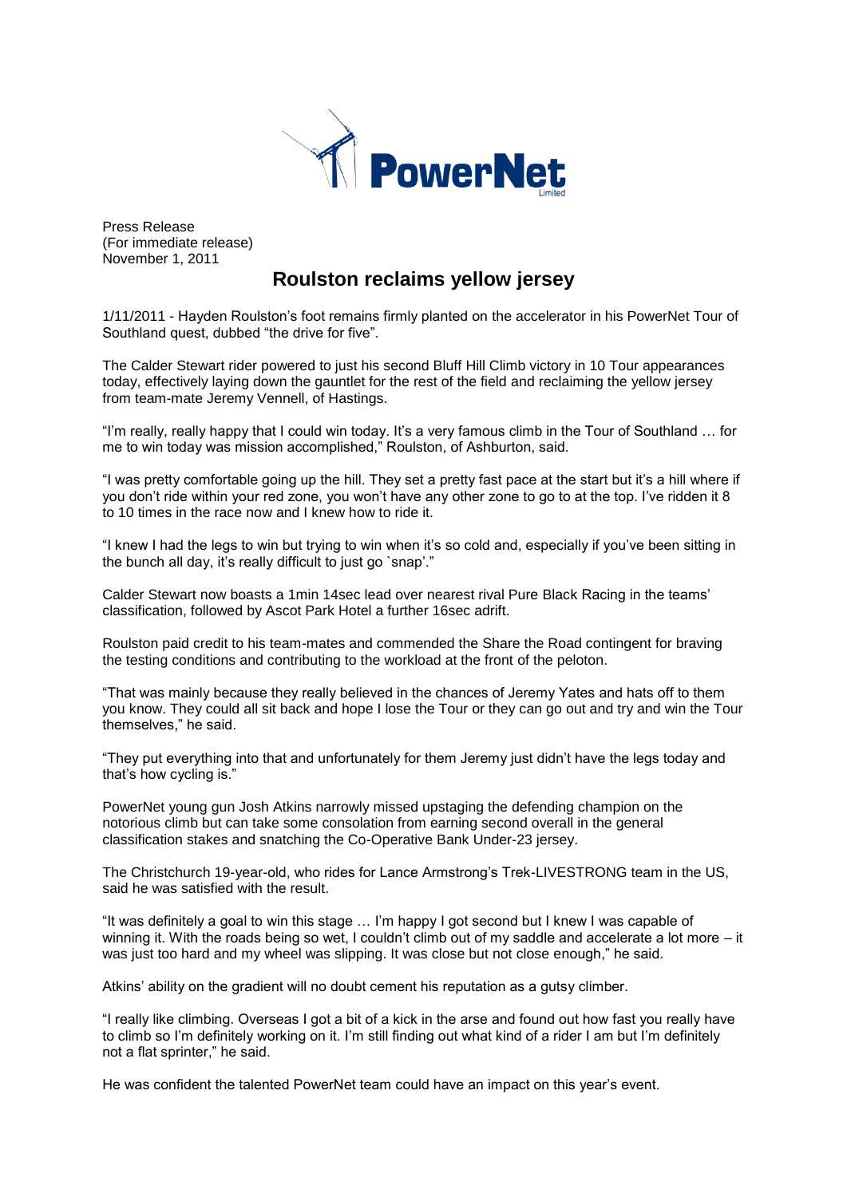Press Release
(For immediate release)
November 1, 2011

# Roulston reclaims yellow jersey

1/11/2011 - Hayden Roulston's foot remains firmly planted on the accelerator in his PowerNet Tour of Southland quest, dubbed "the drive for five".

The Calder Stewart rider powered to just his second Bluff Hill Climb victory in 10 Tour appearances today, effectively laying down the gauntlet for the rest of the field and reclaiming the yellow jersey from team-mate Jeremy Vennell, of Hastings.

"I'm really, really happy that I could win today. It's a very famous climb in the Tour of Southland … for me to win today was mission accomplished," Roulston, of Ashburton, said.

"I was pretty comfortable going up the hill. They set a pretty fast pace at the start but it's a hill where if you don't ride within your red zone, you won't have any other zone to go to at the top. I've ridden it 8 to 10 times in the race now and I knew how to ride it.

"I knew I had the legs to win but trying to win when it's so cold and, especially if you've been sitting in the bunch all day, it's really difficult to just go `snap'."

Calder Stewart now boasts a 1min 14sec lead over nearest rival Pure Black Racing in the teams' classification, followed by Ascot Park Hotel a further 16sec adrift.

Roulston paid credit to his team-mates and commended the Share the Road contingent for braving the testing conditions and contributing to the workload at the front of the peloton.

"That was mainly because they really believed in the chances of Jeremy Yates and hats off to them you know. They could all sit back and hope I lose the Tour or they can go out and try and win the Tour themselves," he said.

"They put everything into that and unfortunately for them Jeremy just didn't have the legs today and that's how cycling is."

PowerNet young gun Josh Atkins narrowly missed upstaging the defending champion on the notorious climb but can take some consolation from earning second overall in the general classification stakes and snatching the Co-Operative Bank Under-23 jersey.

The Christchurch 19-year-old, who rides for Lance Armstrong's Trek-LIVESTRONG team in the US, said he was satisfied with the result.

"It was definitely a goal to win this stage … I'm happy I got second but I knew I was capable of winning it. With the roads being so wet, I couldn't climb out of my saddle and accelerate a lot more – it was just too hard and my wheel was slipping. It was close but not close enough," he said.

Atkins' ability on the gradient will no doubt cement his reputation as a gutsy climber.

"I really like climbing. Overseas I got a bit of a kick in the arse and found out how fast you really have to climb so I'm definitely working on it. I'm still finding out what kind of a rider I am but I'm definitely not a flat sprinter," he said.

He was confident the talented PowerNet team could have an impact on this year's event.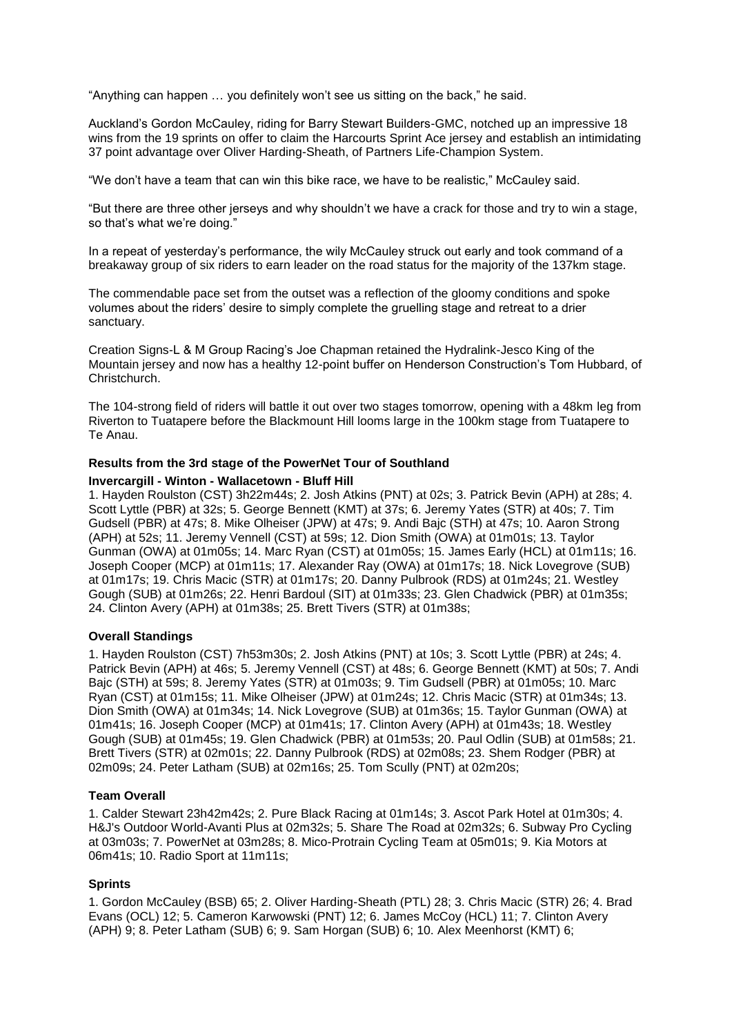"Anything can happen … you definitely won't see us sitting on the back," he said.

Auckland's Gordon McCauley, riding for Barry Stewart Builders-GMC, notched up an impressive 18 wins from the 19 sprints on offer to claim the Harcourts Sprint Ace jersey and establish an intimidating 37 point advantage over Oliver Harding-Sheath, of Partners Life-Champion System.

"We don't have a team that can win this bike race, we have to be realistic," McCauley said.

"But there are three other jerseys and why shouldn't we have a crack for those and try to win a stage, so that's what we're doing."

In a repeat of yesterday's performance, the wily McCauley struck out early and took command of a breakaway group of six riders to earn leader on the road status for the majority of the 137km stage.

The commendable pace set from the outset was a reflection of the gloomy conditions and spoke volumes about the riders' desire to simply complete the gruelling stage and retreat to a drier sanctuary.

Creation Signs-L & M Group Racing's Joe Chapman retained the Hydralink-Jesco King of the Mountain jersey and now has a healthy 12-point buffer on Henderson Construction's Tom Hubbard, of Christchurch.

The 104-strong field of riders will battle it out over two stages tomorrow, opening with a 48km leg from Riverton to Tuatapere before the Blackmount Hill looms large in the 100km stage from Tuatapere to Te Anau.

**Results from the 3rd stage of the PowerNet Tour of Southland**

**Invercargill - Winton - Wallacetown - Bluff Hill**

1. Hayden Roulston (CST) 3h22m44s; 2. Josh Atkins (PNT) at 02s; 3. Patrick Bevin (APH) at 28s; 4. Scott Lyttle (PBR) at 32s; 5. George Bennett (KMT) at 37s; 6. Jeremy Yates (STR) at 40s; 7. Tim Gudsell (PBR) at 47s; 8. Mike Olheiser (JPW) at 47s; 9. Andi Bajc (STH) at 47s; 10. Aaron Strong (APH) at 52s; 11. Jeremy Vennell (CST) at 59s; 12. Dion Smith (OWA) at 01m01s; 13. Taylor Gunman (OWA) at 01m05s; 14. Marc Ryan (CST) at 01m05s; 15. James Early (HCL) at 01m11s; 16. Joseph Cooper (MCP) at 01m11s; 17. Alexander Ray (OWA) at 01m17s; 18. Nick Lovegrove (SUB) at 01m17s; 19. Chris Macic (STR) at 01m17s; 20. Danny Pulbrook (RDS) at 01m24s; 21. Westley Gough (SUB) at 01m26s; 22. Henri Bardoul (SIT) at 01m33s; 23. Glen Chadwick (PBR) at 01m35s; 24. Clinton Avery (APH) at 01m38s; 25. Brett Tivers (STR) at 01m38s;

**Overall Standings**

1. Hayden Roulston (CST) 7h53m30s; 2. Josh Atkins (PNT) at 10s; 3. Scott Lyttle (PBR) at 24s; 4. Patrick Bevin (APH) at 46s; 5. Jeremy Vennell (CST) at 48s; 6. George Bennett (KMT) at 50s; 7. Andi Bajc (STH) at 59s; 8. Jeremy Yates (STR) at 01m03s; 9. Tim Gudsell (PBR) at 01m05s; 10. Marc Ryan (CST) at 01m15s; 11. Mike Olheiser (JPW) at 01m24s; 12. Chris Macic (STR) at 01m34s; 13. Dion Smith (OWA) at 01m34s; 14. Nick Lovegrove (SUB) at 01m36s; 15. Taylor Gunman (OWA) at 01m41s; 16. Joseph Cooper (MCP) at 01m41s; 17. Clinton Avery (APH) at 01m43s; 18. Westley Gough (SUB) at 01m45s; 19. Glen Chadwick (PBR) at 01m53s; 20. Paul Odlin (SUB) at 01m58s; 21. Brett Tivers (STR) at 02m01s; 22. Danny Pulbrook (RDS) at 02m08s; 23. Shem Rodger (PBR) at 02m09s; 24. Peter Latham (SUB) at 02m16s; 25. Tom Scully (PNT) at 02m20s;

**Team Overall**

1. Calder Stewart 23h42m42s; 2. Pure Black Racing at 01m14s; 3. Ascot Park Hotel at 01m30s; 4. H&J's Outdoor World-Avanti Plus at 02m32s; 5. Share The Road at 02m32s; 6. Subway Pro Cycling at 03m03s; 7. PowerNet at 03m28s; 8. Mico-Protrain Cycling Team at 05m01s; 9. Kia Motors at 06m41s; 10. Radio Sport at 11m11s;

**Sprints**

1. Gordon McCauley (BSB) 65; 2. Oliver Harding-Sheath (PTL) 28; 3. Chris Macic (STR) 26; 4. Brad Evans (OCL) 12; 5. Cameron Karwowski (PNT) 12; 6. James McCoy (HCL) 11; 7. Clinton Avery (APH) 9; 8. Peter Latham (SUB) 6; 9. Sam Horgan (SUB) 6; 10. Alex Meenhorst (KMT) 6;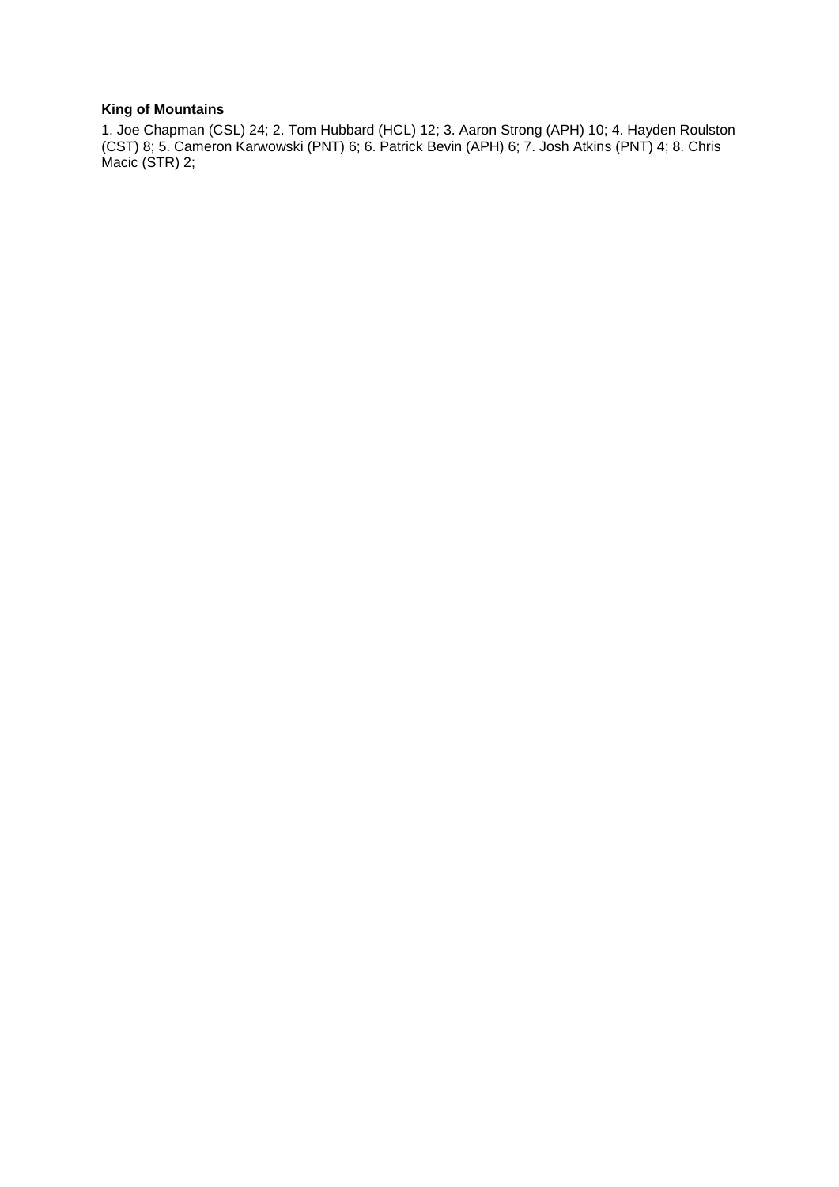**King of Mountains**

1. Joe Chapman (CSL) 24; 2. Tom Hubbard (HCL) 12; 3. Aaron Strong (APH) 10; 4. Hayden Roulston (CST) 8; 5. Cameron Karwowski (PNT) 6; 6. Patrick Bevin (APH) 6; 7. Josh Atkins (PNT) 4; 8. Chris Macic (STR) 2;